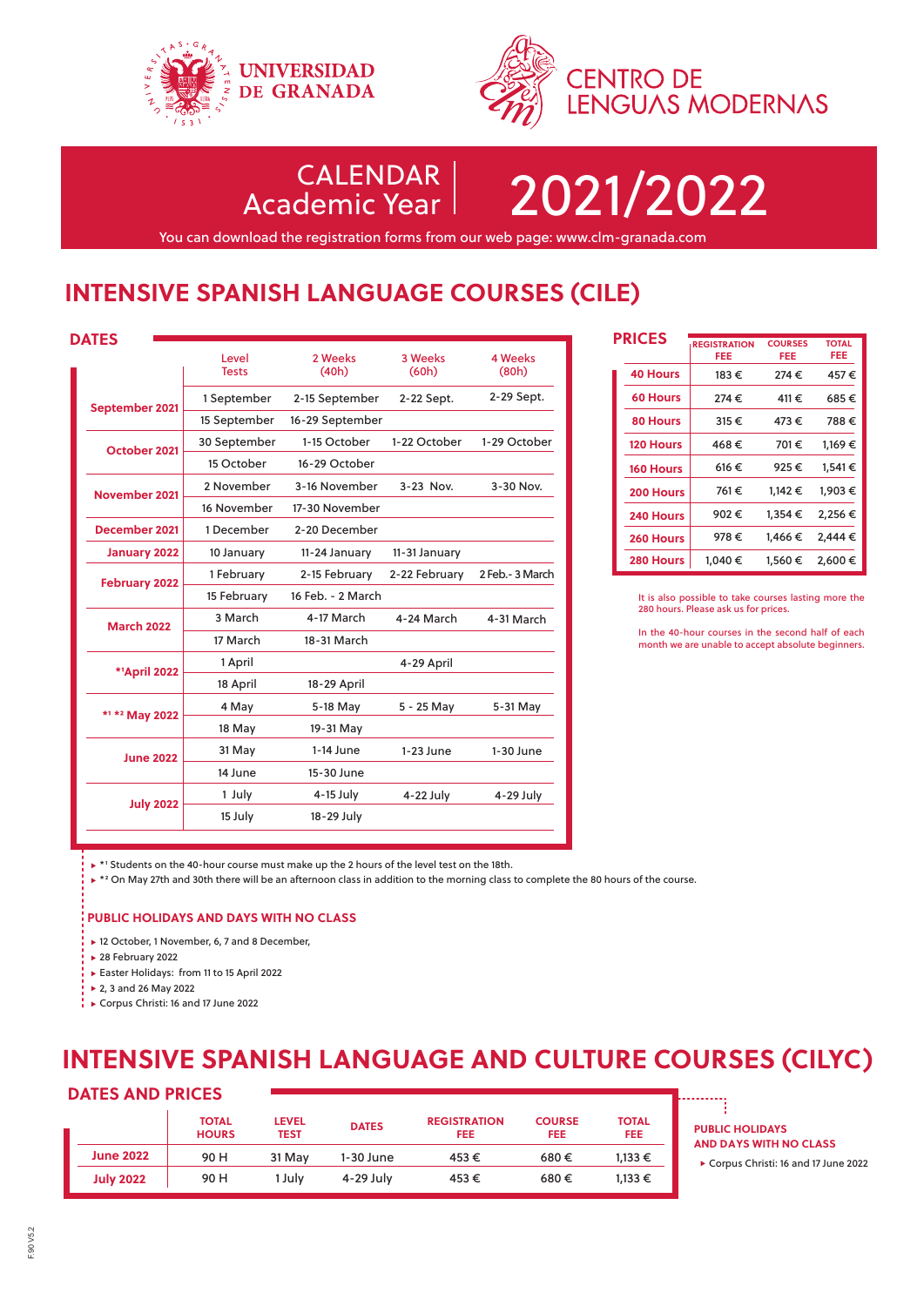UNIVERSIDAD DE GRANADA

CENTRO DE LENGUAS MODERNAS

# CALENDAR Academic Year 2021/2022

You can download the registration forms from our web page: www.clm-granada.com

## INTENSIVE SPANISH LANGUAGE COURSES (CILE)

### DATES

| | Level Tests | 2 Weeks (40h) | 3 Weeks (60h) | 4 Weeks (80h) |
|---|---|---|---|---|
| September 2021 | 1 September | 2-15 September | 2-22 Sept. | 2-29 Sept. |
| | 15 September | 16-29 September | | |
| October 2021 | 30 September | 1-15 October | 1-22 October | 1-29 October |
| | 15 October | 16-29 October | | |
| November 2021 | 2 November | 3-16 November | 3-23 Nov. | 3-30 Nov. |
| | 16 November | 17-30 November | | |
| December 2021 | 1 December | 2-20 December | | |
| January 2022 | 10 January | 11-24 January | 11-31 January | |
| February 2022 | 1 February | 2-15 February | 2-22 February | 2 Feb.- 3 March |
| | 15 February | 16 Feb. - 2 March | | |
| March 2022 | 3 March | 4-17 March | 4-24 March | 4-31 March |
| | 17 March | 18-31 March | | |
| *¹April 2022 | 1 April | | 4-29 April | |
| | 18 April | 18-29 April | | |
| *¹ *² May 2022 | 4 May | 5-18 May | 5 - 25 May | 5-31 May |
| | 18 May | 19-31 May | | |
| June 2022 | 31 May | 1-14 June | 1-23 June | 1-30 June |
| | 14 June | 15-30 June | | |
| July 2022 | 1 July | 4-15 July | 4-22 July | 4-29 July |
| | 15 July | 18-29 July | | |

- *¹ Students on the 40-hour course must make up the 2 hours of the level test on the 18th.
- *² On May 27th and 30th there will be an afternoon class in addition to the morning class to complete the 80 hours of the course.

### PRICES

| | REGISTRATION FEE | COURSES FEE | TOTAL FEE |
|---|---|---|---|
| 40 Hours | 183 € | 274 € | 457 € |
| 60 Hours | 274 € | 411 € | 685 € |
| 80 Hours | 315 € | 473 € | 788 € |
| 120 Hours | 468 € | 701 € | 1,169 € |
| 160 Hours | 616 € | 925 € | 1,541 € |
| 200 Hours | 761 € | 1,142 € | 1,903 € |
| 240 Hours | 902 € | 1,354 € | 2,256 € |
| 260 Hours | 978 € | 1,466 € | 2,444 € |
| 280 Hours | 1,040 € | 1,560 € | 2,600 € |

It is also possible to take courses lasting more the 280 hours. Please ask us for prices.

In the 40-hour courses in the second half of each month we are unable to accept absolute beginners.

### PUBLIC HOLIDAYS AND DAYS WITH NO CLASS

- 12 October, 1 November, 6, 7 and 8 December,
- 28 February 2022
- Easter Holidays: from 11 to 15 April 2022
- 2, 3 and 26 May 2022
- Corpus Christi: 16 and 17 June 2022

## INTENSIVE SPANISH LANGUAGE AND CULTURE COURSES (CILYC)

### DATES AND PRICES

| | TOTAL HOURS | LEVEL TEST | DATES | REGISTRATION FEE | COURSE FEE | TOTAL FEE |
|---|---|---|---|---|---|---|
| June 2022 | 90 H | 31 May | 1-30 June | 453 € | 680 € | 1,133 € |
| July 2022 | 90 H | 1 July | 4-29 July | 453 € | 680 € | 1,133 € |

### PUBLIC HOLIDAYS AND DAYS WITH NO CLASS

- Corpus Christi: 16 and 17 June 2022

F.90 V5.2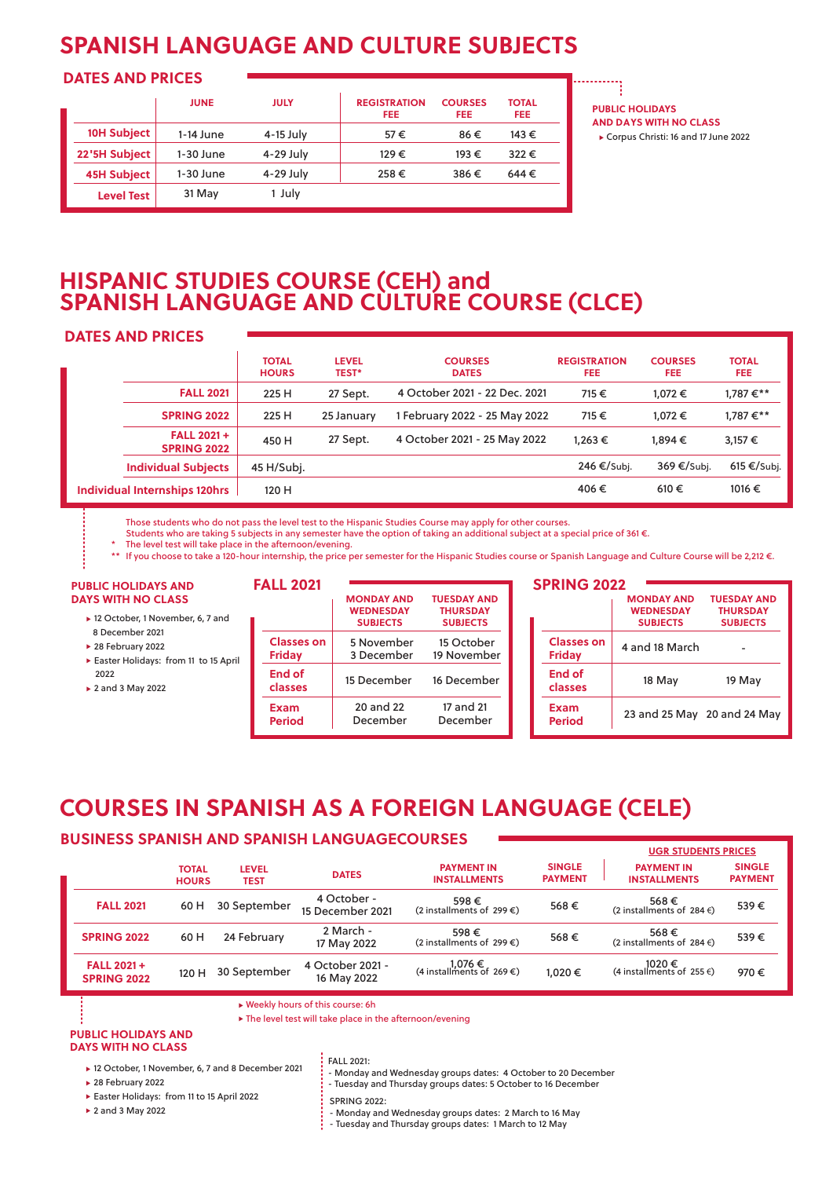# SPANISH LANGUAGE AND CULTURE SUBJECTS

## DATES AND PRICES

| | JUNE | JULY | REGISTRATION FEE | COURSES FEE | TOTAL FEE |
|---|---|---|---|---|---|
| **10H Subject** | 1-14 June | 4-15 July | 57 € | 86 € | 143 € |
| **22'5H Subject** | 1-30 June | 4-29 July | 129 € | 193 € | 322 € |
| **45H Subject** | 1-30 June | 4-29 July | 258 € | 386 € | 644 € |
| **Level Test** | 31 May | 1 July | | | |

**PUBLIC HOLIDAYS AND DAYS WITH NO CLASS**

- Corpus Christi: 16 and 17 June 2022

# HISPANIC STUDIES COURSE (CEH) and SPANISH LANGUAGE AND CULTURE COURSE (CLCE)

## DATES AND PRICES

| | TOTAL HOURS | LEVEL TEST* | COURSES DATES | REGISTRATION FEE | COURSES FEE | TOTAL FEE |
|---|---|---|---|---|---|---|
| **FALL 2021** | 225 H | 27 Sept. | 4 October 2021 - 22 Dec. 2021 | 715 € | 1,072 € | 1,787 €** |
| **SPRING 2022** | 225 H | 25 January | 1 February 2022 - 25 May 2022 | 715 € | 1,072 € | 1,787 €** |
| **FALL 2021 + SPRING 2022** | 450 H | 27 Sept. | 4 October 2021 - 25 May 2022 | 1,263 € | 1,894 € | 3,157 € |
| **Individual Subjects** | 45 H/Subj. | | | 246 €/Subj. | 369 €/Subj. | 615 €/Subj. |
| **Individual Internships 120hrs** | 120 H | | | 406 € | 610 € | 1016 € |

Those students who do not pass the level test to the Hispanic Studies Course may apply for other courses.

Students who are taking 5 subjects in any semester have the option of taking an additional subject at a special price of 361 €.

\* The level test will take place in the afternoon/evening.

\*\* If you choose to take a 120-hour internship, the price per semester for the Hispanic Studies course or Spanish Language and Culture Course will be 2,212 €.

**PUBLIC HOLIDAYS AND DAYS WITH NO CLASS**

- 12 October, 1 November, 6, 7 and 8 December 2021
- 28 February 2022
- Easter Holidays: from 11 to 15 April 2022
- 2 and 3 May 2022

**FALL 2021**

| | MONDAY AND WEDNESDAY SUBJECTS | TUESDAY AND THURSDAY SUBJECTS |
|---|---|---|
| **Classes on Friday** | 5 November 3 December | 15 October 19 November |
| **End of classes** | 15 December | 16 December |
| **Exam Period** | 20 and 22 December | 17 and 21 December |

**SPRING 2022**

| | MONDAY AND WEDNESDAY SUBJECTS | TUESDAY AND THURSDAY SUBJECTS |
|---|---|---|
| **Classes on Friday** | 4 and 18 March | - |
| **End of classes** | 18 May | 19 May |
| **Exam Period** | 23 and 25 May | 20 and 24 May |

# COURSES IN SPANISH AS A FOREIGN LANGUAGE (CELE)

## BUSINESS SPANISH AND SPANISH LANGUAGECOURSES

| | TOTAL HOURS | LEVEL TEST | DATES | PAYMENT IN INSTALLMENTS | SINGLE PAYMENT | UGR STUDENTS PRICES: PAYMENT IN INSTALLMENTS | UGR STUDENTS PRICES: SINGLE PAYMENT |
|---|---|---|---|---|---|---|---|
| **FALL 2021** | 60 H | 30 September | 4 October - 15 December 2021 | 598 € (2 installments of 299 €) | 568 € | 568 € (2 installments of 284 €) | 539 € |
| **SPRING 2022** | 60 H | 24 February | 2 March - 17 May 2022 | 598 € (2 installments of 299 €) | 568 € | 568 € (2 installments of 284 €) | 539 € |
| **FALL 2021 + SPRING 2022** | 120 H | 30 September | 4 October 2021 - 16 May 2022 | 1,076 € (4 installments of 269 €) | 1,020 € | 1020 € (4 installments of 255 €) | 970 € |

- Weekly hours of this course: 6h
- The level test will take place in the afternoon/evening

**PUBLIC HOLIDAYS AND DAYS WITH NO CLASS**

- 12 October, 1 November, 6, 7 and 8 December 2021
- 28 February 2022
- Easter Holidays: from 11 to 15 April 2022
- 2 and 3 May 2022

FALL 2021:

- Monday and Wednesday groups dates: 4 October to 20 December
- Tuesday and Thursday groups dates: 5 October to 16 December

SPRING 2022:

- Monday and Wednesday groups dates: 2 March to 16 May
- Tuesday and Thursday groups dates: 1 March to 12 May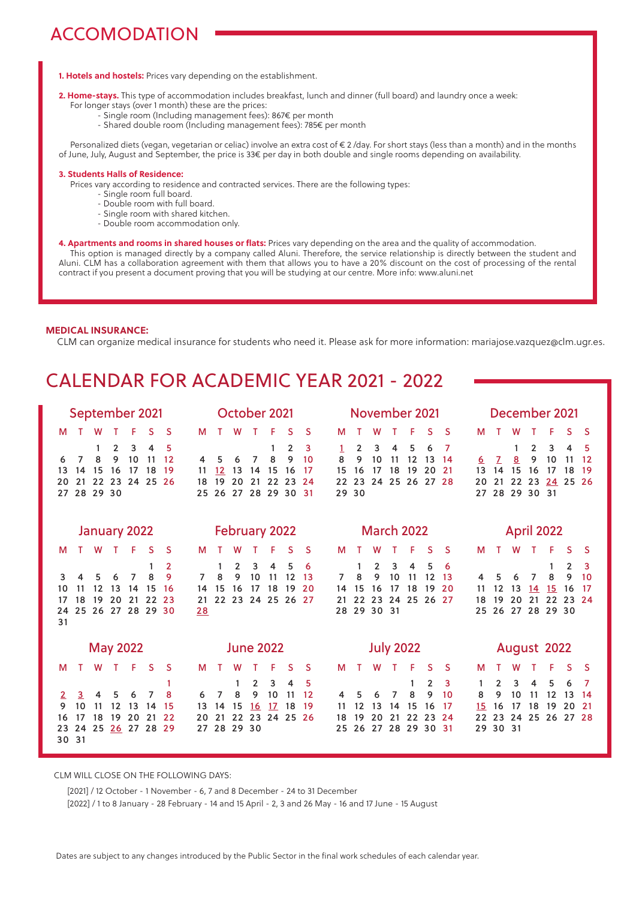# ACCOMODATION

**1. Hotels and hostels:** Prices vary depending on the establishment.

**2. Home-stays.** This type of accommodation includes breakfast, lunch and dinner (full board) and laundry once a week:
For longer stays (over 1 month) these are the prices:

- Single room (Including management fees): 867€ per month
- Shared double room (Including management fees): 785€ per month

Personalized diets (vegan, vegetarian or celiac) involve an extra cost of € 2 /day. For short stays (less than a month) and in the months of June, July, August and September, the price is 33€ per day in both double and single rooms depending on availability.

**3. Students Halls of Residence:**
Prices vary according to residence and contracted services. There are the following types:

- Single room full board.
- Double room with full board.
- Single room with shared kitchen.
- Double room accommodation only.

**4. Apartments and rooms in shared houses or flats:** Prices vary depending on the area and the quality of accommodation.
This option is managed directly by a company called Aluni. Therefore, the service relationship is directly between the student and Aluni. CLM has a collaboration agreement with them that allows you to have a 20% discount on the cost of processing of the rental contract if you present a document proving that you will be studying at our centre. More info: www.aluni.net

**MEDICAL INSURANCE:**
CLM can organize medical insurance for students who need it. Please ask for more information: mariajose.vazquez@clm.ugr.es.

# CALENDAR FOR ACADEMIC YEAR 2021 - 2022

**September 2021**

| M | T | W | T | F | S | S |
|---|---|---|---|---|---|---|
| | | 1 | 2 | 3 | 4 | 5 |
| 6 | 7 | 8 | 9 | 10 | 11 | 12 |
| 13 | 14 | 15 | 16 | 17 | 18 | 19 |
| 20 | 21 | 22 | 23 | 24 | 25 | 26 |
| 27 | 28 | 29 | 30 | | | |

**October 2021**

| M | T | W | T | F | S | S |
|---|---|---|---|---|---|---|
| | | | | 1 | 2 | 3 |
| 4 | 5 | 6 | 7 | 8 | 9 | 10 |
| 11 | 12 | 13 | 14 | 15 | 16 | 17 |
| 18 | 19 | 20 | 21 | 22 | 23 | 24 |
| 25 | 26 | 27 | 28 | 29 | 30 | 31 |

**November 2021**

| M | T | W | T | F | S | S |
|---|---|---|---|---|---|---|
| 1 | 2 | 3 | 4 | 5 | 6 | 7 |
| 8 | 9 | 10 | 11 | 12 | 13 | 14 |
| 15 | 16 | 17 | 18 | 19 | 20 | 21 |
| 22 | 23 | 24 | 25 | 26 | 27 | 28 |
| 29 | 30 | | | | | |

**December 2021**

| M | T | W | T | F | S | S |
|---|---|---|---|---|---|---|
| | | 1 | 2 | 3 | 4 | 5 |
| 6 | 7 | 8 | 9 | 10 | 11 | 12 |
| 13 | 14 | 15 | 16 | 17 | 18 | 19 |
| 20 | 21 | 22 | 23 | 24 | 25 | 26 |
| 27 | 28 | 29 | 30 | 31 | | |

**January 2022**

| M | T | W | T | F | S | S |
|---|---|---|---|---|---|---|
| | | | | | 1 | 2 |
| 3 | 4 | 5 | 6 | 7 | 8 | 9 |
| 10 | 11 | 12 | 13 | 14 | 15 | 16 |
| 17 | 18 | 19 | 20 | 21 | 22 | 23 |
| 24 | 25 | 26 | 27 | 28 | 29 | 30 |
| 31 | | | | | | |

**February 2022**

| M | T | W | T | F | S | S |
|---|---|---|---|---|---|---|
| | 1 | 2 | 3 | 4 | 5 | 6 |
| 7 | 8 | 9 | 10 | 11 | 12 | 13 |
| 14 | 15 | 16 | 17 | 18 | 19 | 20 |
| 21 | 22 | 23 | 24 | 25 | 26 | 27 |
| 28 | | | | | | |

**March 2022**

| M | T | W | T | F | S | S |
|---|---|---|---|---|---|---|
| | 1 | 2 | 3 | 4 | 5 | 6 |
| 7 | 8 | 9 | 10 | 11 | 12 | 13 |
| 14 | 15 | 16 | 17 | 18 | 19 | 20 |
| 21 | 22 | 23 | 24 | 25 | 26 | 27 |
| 28 | 29 | 30 | 31 | | | |

**April 2022**

| M | T | W | T | F | S | S |
|---|---|---|---|---|---|---|
| | | | | 1 | 2 | 3 |
| 4 | 5 | 6 | 7 | 8 | 9 | 10 |
| 11 | 12 | 13 | 14 | 15 | 16 | 17 |
| 18 | 19 | 20 | 21 | 22 | 23 | 24 |
| 25 | 26 | 27 | 28 | 29 | 30 | |

**May 2022**

| M | T | W | T | F | S | S |
|---|---|---|---|---|---|---|
| | | | | | | 1 |
| 2 | 3 | 4 | 5 | 6 | 7 | 8 |
| 9 | 10 | 11 | 12 | 13 | 14 | 15 |
| 16 | 17 | 18 | 19 | 20 | 21 | 22 |
| 23 | 24 | 25 | 26 | 27 | 28 | 29 |
| 30 | 31 | | | | | |

**June 2022**

| M | T | W | T | F | S | S |
|---|---|---|---|---|---|---|
| | | 1 | 2 | 3 | 4 | 5 |
| 6 | 7 | 8 | 9 | 10 | 11 | 12 |
| 13 | 14 | 15 | 16 | 17 | 18 | 19 |
| 20 | 21 | 22 | 23 | 24 | 25 | 26 |
| 27 | 28 | 29 | 30 | | | |

**July 2022**

| M | T | W | T | F | S | S |
|---|---|---|---|---|---|---|
| | | | | 1 | 2 | 3 |
| 4 | 5 | 6 | 7 | 8 | 9 | 10 |
| 11 | 12 | 13 | 14 | 15 | 16 | 17 |
| 18 | 19 | 20 | 21 | 22 | 23 | 24 |
| 25 | 26 | 27 | 28 | 29 | 30 | 31 |

**August 2022**

| M | T | W | T | F | S | S |
|---|---|---|---|---|---|---|
| 1 | 2 | 3 | 4 | 5 | 6 | 7 |
| 8 | 9 | 10 | 11 | 12 | 13 | 14 |
| 15 | 16 | 17 | 18 | 19 | 20 | 21 |
| 22 | 23 | 24 | 25 | 26 | 27 | 28 |
| 29 | 30 | 31 | | | | |

CLM WILL CLOSE ON THE FOLLOWING DAYS:

[2021] / 12 October - 1 November - 6, 7 and 8 December - 24 to 31 December

[2022] / 1 to 8 January - 28 February - 14 and 15 April - 2, 3 and 26 May - 16 and 17 June - 15 August

Dates are subject to any changes introduced by the Public Sector in the final work schedules of each calendar year.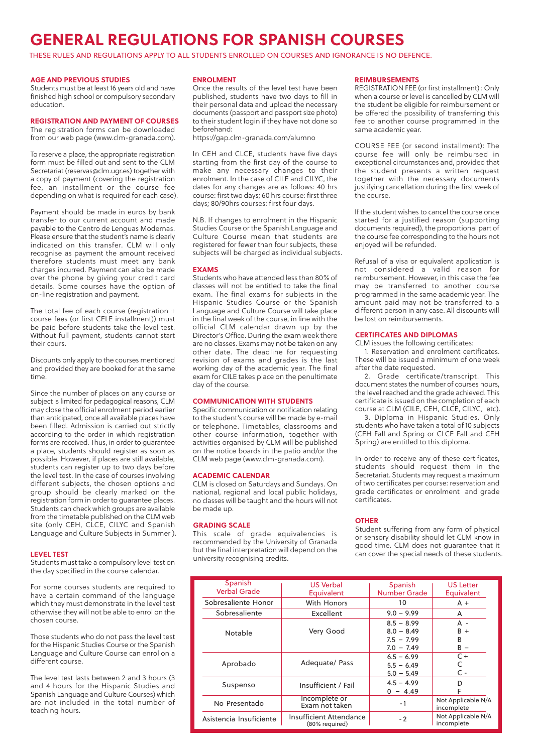# GENERAL REGULATIONS FOR SPANISH COURSES

THESE RULES AND REGULATIONS APPLY TO ALL STUDENTS ENROLLED ON COURSES AND IGNORANCE IS NO DEFENCE.

### AGE AND PREVIOUS STUDIES

Students must be at least 16 years old and have finished high school or compulsory secondary education.

### REGISTRATION AND PAYMENT OF COURSES

The registration forms can be downloaded from our web page (www.clm-granada.com).

To reserve a place, the appropriate registration form must be filled out and sent to the CLM Secretariat (reservas@clm.ugr.es) together with a copy of payment (covering the registration fee, an installment or the course fee depending on what is required for each case).

Payment should be made in euros by bank transfer to our current account and made payable to the Centro de Lenguas Modernas. Please ensure that the student's name is clearly indicated on this transfer. CLM will only recognise as payment the amount received therefore students must meet any bank charges incurred. Payment can also be made over the phone by giving your credit card details. Some courses have the option of on-line registration and payment.

The total fee of each course (registration + course fees (or first CELE installment)) must be paid before students take the level test. Without full payment, students cannot start their cours.

Discounts only apply to the courses mentioned and provided they are booked for at the same time.

Since the number of places on any course or subject is limited for pedagogical reasons, CLM may close the official enrolment period earlier than anticipated, once all available places have been filled. Admission is carried out strictly according to the order in which registration forms are received. Thus, in order to guarantee a place, students should register as soon as possible. However, if places are still available, students can register up to two days before the level test. In the case of courses involving different subjects, the chosen options and group should be clearly marked on the registration form in order to guarantee places. Students can check which groups are available from the timetable published on the CLM web site (only CEH, CLCE, CILYC and Spanish Language and Culture Subjects in Summer ).

### LEVEL TEST

Students must take a compulsory level test on the day specified in the course calendar.

For some courses students are required to have a certain command of the language which they must demonstrate in the level test otherwise they will not be able to enrol on the chosen course.

Those students who do not pass the level test for the Hispanic Studies Course or the Spanish Language and Culture Course can enrol on a different course.

The level test lasts between 2 and 3 hours (3 and 4 hours for the Hispanic Studies and Spanish Language and Culture Courses) which are not included in the total number of teaching hours.

### ENROLMENT

Once the results of the level test have been published, students have two days to fill in their personal data and upload the necessary documents (passport and passport size photo) to their student login if they have not done so beforehand:
https://gap.clm-granada.com/alumno

In CEH and CLCE, students have five days starting from the first day of the course to make any necessary changes to their enrolment. In the case of CILE and CILYC, the dates for any changes are as follows: 40 hrs course: first two days; 60 hrs course: first three days; 80/90hrs courses: first four days.

N.B. If changes to enrolment in the Hispanic Studies Course or the Spanish Language and Culture Course mean that students are registered for fewer than four subjects, these subjects will be charged as individual subjects.

### EXAMS

Students who have attended less than 80% of classes will not be entitled to take the final exam. The final exams for subjects in the Hispanic Studies Course or the Spanish Language and Culture Course will take place in the final week of the course, in line with the official CLM calendar drawn up by the Director's Office. During the exam week there are no classes. Exams may not be taken on any other date. The deadline for requesting revision of exams and grades is the last working day of the academic year. The final exam for CILE takes place on the penultimate day of the course.

### COMMUNICATION WITH STUDENTS

Specific communication or notification relating to the student's course will be made by e-mail or telephone. Timetables, classrooms and other course information, together with activities organised by CLM will be published on the notice boards in the patio and/or the CLM web page (www.clm-granada.com).

### ACADEMIC CALENDAR

CLM is closed on Saturdays and Sundays. On national, regional and local public holidays, no classes will be taught and the hours will not be made up.

### GRADING SCALE

This scale of grade equivalencies is recommended by the University of Granada but the final interpretation will depend on the university recognising credits.

### REIMBURSEMENTS

REGISTRATION FEE (or first installment) : Only when a course or level is cancelled by CLM will the student be eligible for reimbursement or be offered the possibility of transferring this fee to another course programmed in the same academic year.

COURSE FEE (or second installment): The course fee will only be reimbursed in exceptional circumstances and, provided that the student presents a written request together with the necessary documents justifying cancellation during the first week of the course.

If the student wishes to cancel the course once started for a justified reason (supporting documents required), the proportional part of the course fee corresponding to the hours not enjoyed will be refunded.

Refusal of a visa or equivalent application is not considered a valid reason for reimbursement. However, in this case the fee may be transferred to another course programmed in the same academic year. The amount paid may not be transferred to a different person in any case. All discounts will be lost on reimbursements.

### CERTIFICATES AND DIPLOMAS

CLM issues the following certificates:

1. Reservation and enrolment certificates. These will be issued a minimum of one week after the date requested.
2. Grade certificate/transcript. This document states the number of courses hours, the level reached and the grade achieved. This certificate is issued on the completion of each course at CLM (CILE, CEH, CLCE, CILYC, etc).
3. Diploma in Hispanic Studies. Only students who have taken a total of 10 subjects (CEH Fall and Spring or CLCE Fall and CEH Spring) are entitled to this diploma.

In order to receive any of these certificates, students should request them in the Secretariat. Students may request a maximum of two certificates per course: reservation and grade certificates or enrolment and grade certificates.

### OTHER

Student suffering from any form of physical or sensory disability should let CLM know in good time. CLM does not guarantee that it can cover the special needs of these students.

| Spanish Verbal Grade | US Verbal Equivalent | Spanish Number Grade | US Letter Equivalent |
|---|---|---|---|
| Sobresaliente Honor | With Honors | 10 | A + |
| Sobresaliente | Excellent | 9.0 – 9.99 | A |
| Notable | Very Good | 8.5 – 8.99 | A - |
| | | 8.0 – 8.49 | B + |
| | | 7.5 – 7.99 | B |
| | | 7.0 – 7.49 | B – |
| Aprobado | Adequate/ Pass | 6.5 – 6.99 | C + |
| | | 5.5 – 6.49 | C |
| | | 5.0 – 5.49 | C - |
| Suspenso | Insufficient / Fail | 4.5 – 4.99 | D |
| | | 0 – 4.49 | F |
| No Presentado | Incomplete or Exam not taken | -1 | Not Applicable N/A incomplete |
| Asistencia Insuficiente | Insufficient Attendance (80% required) | - 2 | Not Applicable N/A incomplete |